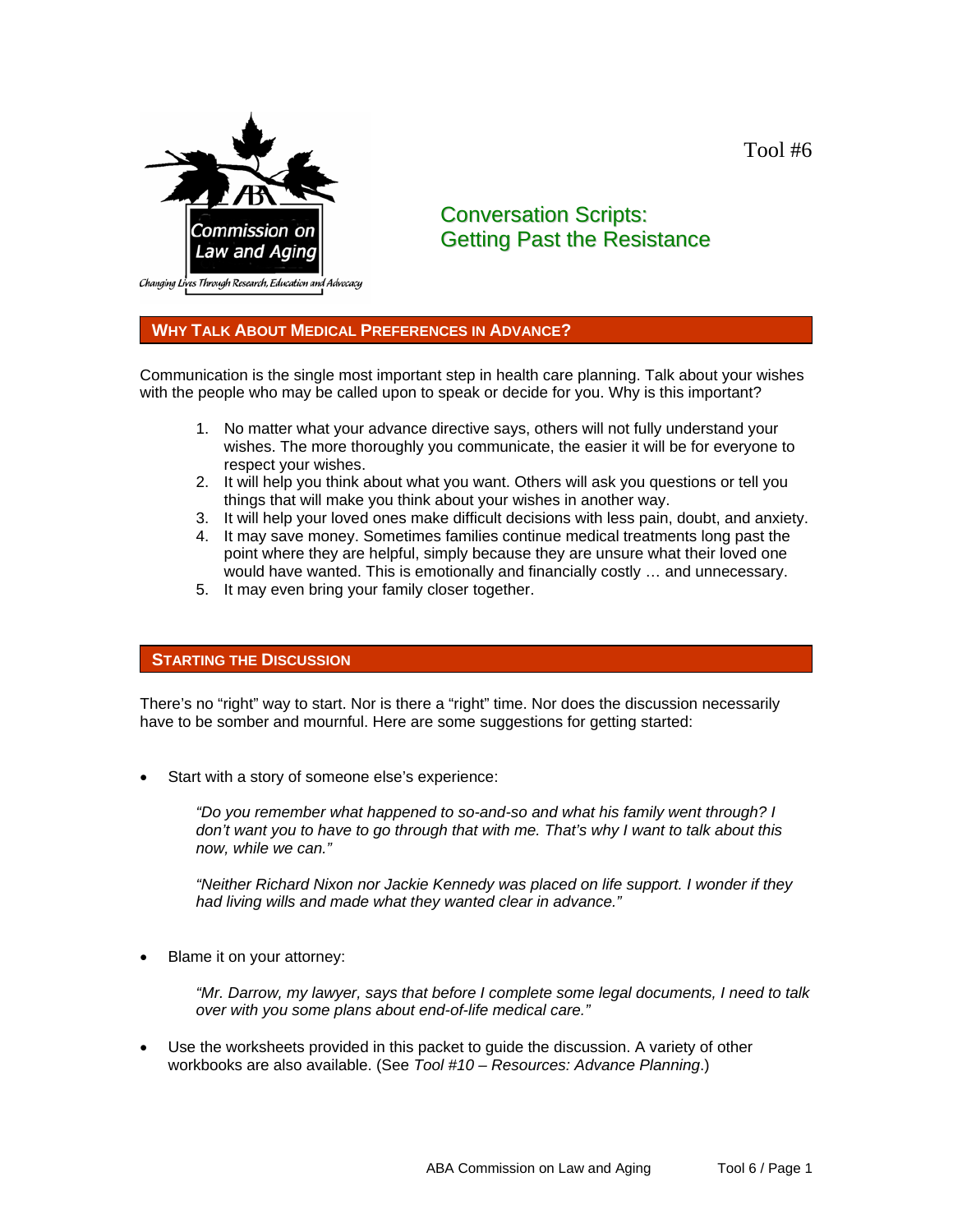Commission on Law and Aging

Changing Lives Through Research, Education and Advocacy

Tool #6

# Conversation Scripts: Getting Past the Resistance

## WHY TALK ABOUT MEDICAL PREFERENCES IN ADVANCE?

Communication is the single most important step in health care planning. Talk about your wishes with the people who may be called upon to speak or decide for you. Why is this important?

1. No matter what your advance directive says, others will not fully understand your wishes. The more thoroughly you communicate, the easier it will be for everyone to respect your wishes.
2. It will help you think about what you want. Others will ask you questions or tell you things that will make you think about your wishes in another way.
3. It will help your loved ones make difficult decisions with less pain, doubt, and anxiety.
4. It may save money. Sometimes families continue medical treatments long past the point where they are helpful, simply because they are unsure what their loved one would have wanted. This is emotionally and financially costly … and unnecessary.
5. It may even bring your family closer together.

## STARTING THE DISCUSSION

There's no "right" way to start. Nor is there a "right" time. Nor does the discussion necessarily have to be somber and mournful. Here are some suggestions for getting started:

- Start with a story of someone else's experience:

  *"Do you remember what happened to so-and-so and what his family went through? I don't want you to have to go through that with me. That's why I want to talk about this now, while we can."*

  *"Neither Richard Nixon nor Jackie Kennedy was placed on life support. I wonder if they had living wills and made what they wanted clear in advance."*

- Blame it on your attorney:

  *"Mr. Darrow, my lawyer, says that before I complete some legal documents, I need to talk over with you some plans about end-of-life medical care."*

- Use the worksheets provided in this packet to guide the discussion. A variety of other workbooks are also available. (See *Tool #10 – Resources: Advance Planning*.)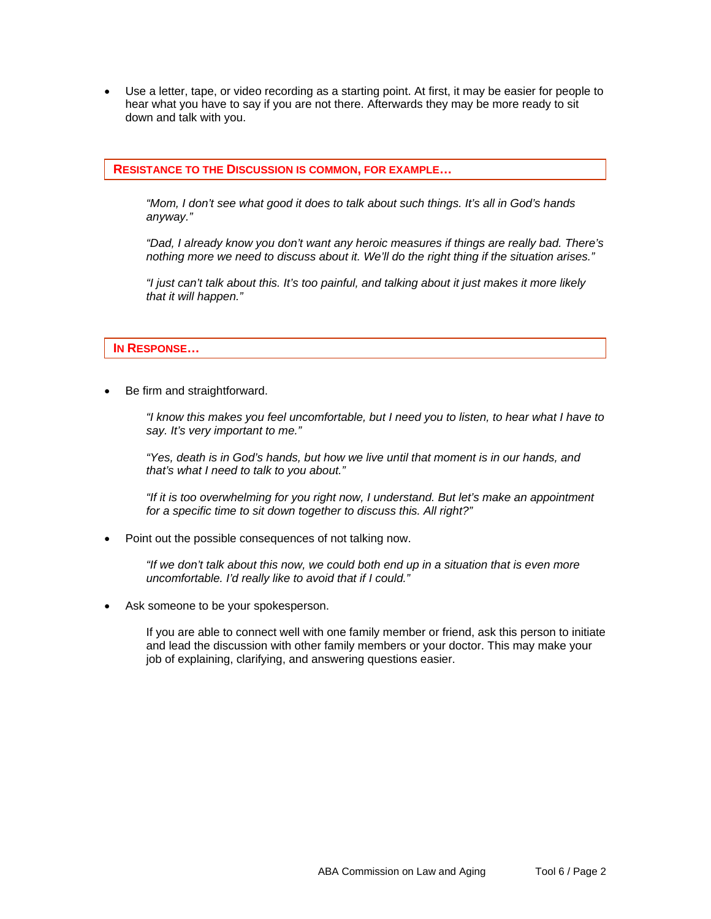- Use a letter, tape, or video recording as a starting point. At first, it may be easier for people to hear what you have to say if you are not there. Afterwards they may be more ready to sit down and talk with you.

## RESISTANCE TO THE DISCUSSION IS COMMON, FOR EXAMPLE…

*"Mom, I don't see what good it does to talk about such things. It's all in God's hands anyway."*

*"Dad, I already know you don't want any heroic measures if things are really bad. There's nothing more we need to discuss about it. We'll do the right thing if the situation arises."*

*"I just can't talk about this. It's too painful, and talking about it just makes it more likely that it will happen."*

## IN RESPONSE…

- Be firm and straightforward.

  *"I know this makes you feel uncomfortable, but I need you to listen, to hear what I have to say. It's very important to me."*

  *"Yes, death is in God's hands, but how we live until that moment is in our hands, and that's what I need to talk to you about."*

  *"If it is too overwhelming for you right now, I understand. But let's make an appointment for a specific time to sit down together to discuss this. All right?"*

- Point out the possible consequences of not talking now.

  *"If we don't talk about this now, we could both end up in a situation that is even more uncomfortable. I'd really like to avoid that if I could."*

- Ask someone to be your spokesperson.

  If you are able to connect well with one family member or friend, ask this person to initiate and lead the discussion with other family members or your doctor. This may make your job of explaining, clarifying, and answering questions easier.